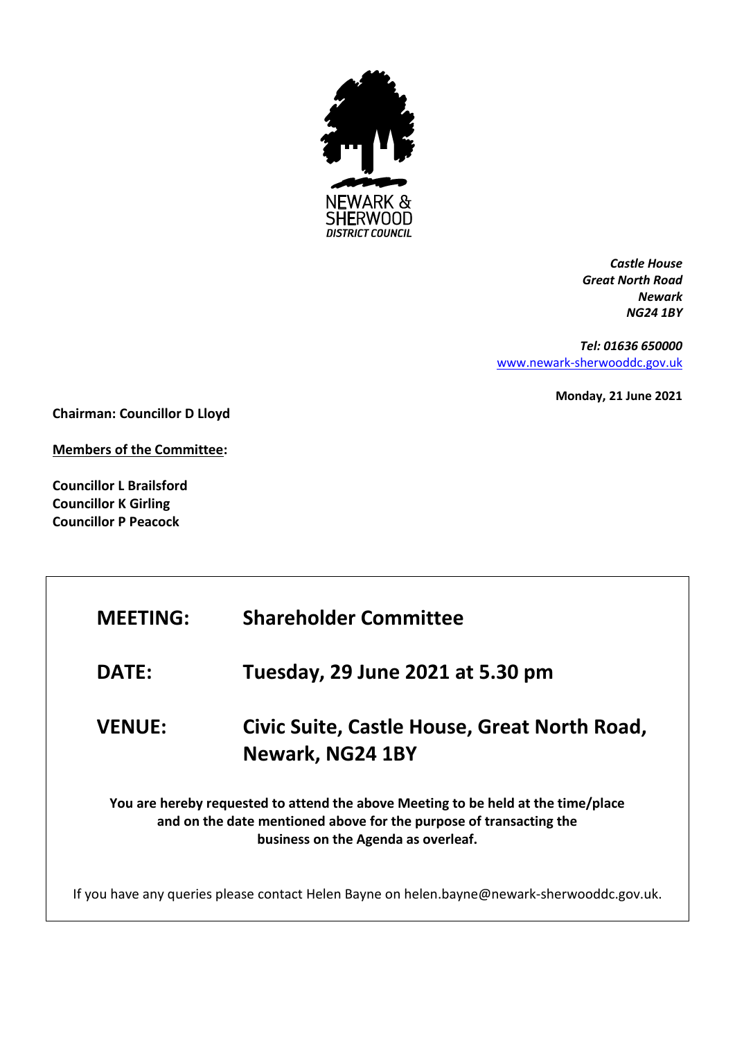NEWARK & SHERWOOD DISTRICT COUNCIL

*Castle House*
*Great North Road*
*Newark*
*NG24 1BY*

*Tel: 01636 650000*
[www.newark-sherwooddc.gov.uk](http://www.newark-sherwooddc.gov.uk)

**Monday, 21 June 2021**

**Chairman: Councillor D Lloyd**

**Members of the Committee:**

**Councillor L Brailsford**
**Councillor K Girling**
**Councillor P Peacock**

| | |
|---|---|
| **MEETING:** | **Shareholder Committee** |
| **DATE:** | **Tuesday, 29 June 2021 at 5.30 pm** |
| **VENUE:** | **Civic Suite, Castle House, Great North Road, Newark, NG24 1BY** |

**You are hereby requested to attend the above Meeting to be held at the time/place and on the date mentioned above for the purpose of transacting the business on the Agenda as overleaf.**

If you have any queries please contact Helen Bayne on helen.bayne@newark-sherwooddc.gov.uk.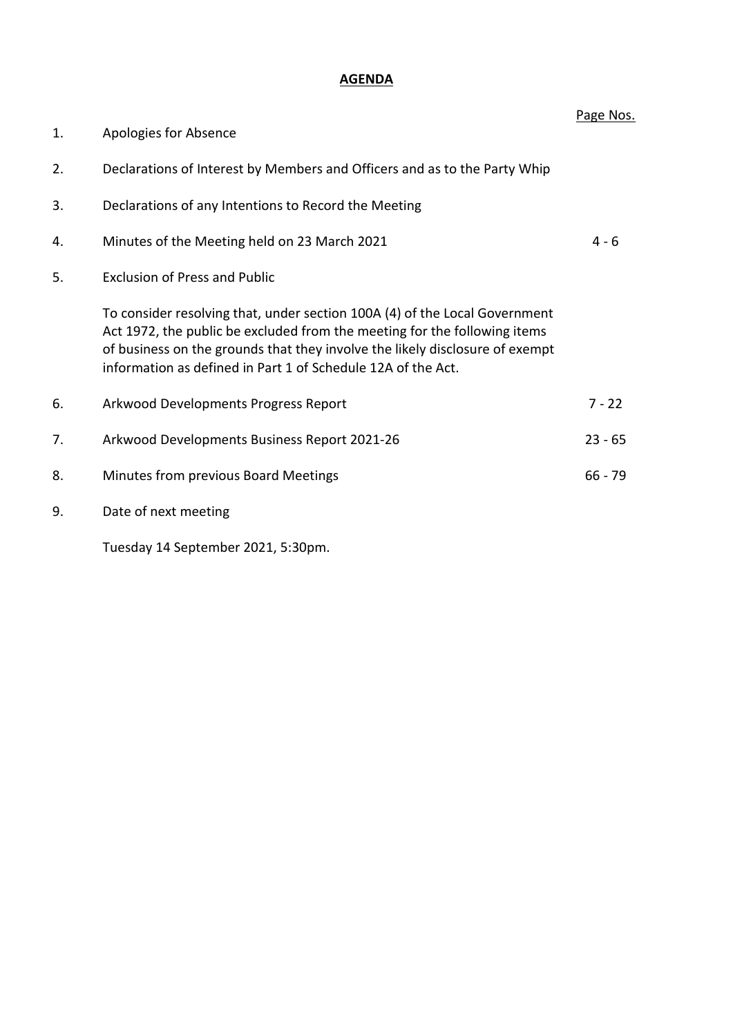**AGENDA**

| | | Page Nos. |
|---|---|---|
| 1. | Apologies for Absence | |
| 2. | Declarations of Interest by Members and Officers and as to the Party Whip | |
| 3. | Declarations of any Intentions to Record the Meeting | |
| 4. | Minutes of the Meeting held on 23 March 2021 | 4 - 6 |
| 5. | Exclusion of Press and Public<br><br>To consider resolving that, under section 100A (4) of the Local Government Act 1972, the public be excluded from the meeting for the following items of business on the grounds that they involve the likely disclosure of exempt information as defined in Part 1 of Schedule 12A of the Act. | |
| 6. | Arkwood Developments Progress Report | 7 - 22 |
| 7. | Arkwood Developments Business Report 2021-26 | 23 - 65 |
| 8. | Minutes from previous Board Meetings | 66 - 79 |
| 9. | Date of next meeting<br><br>Tuesday 14 September 2021, 5:30pm. | |